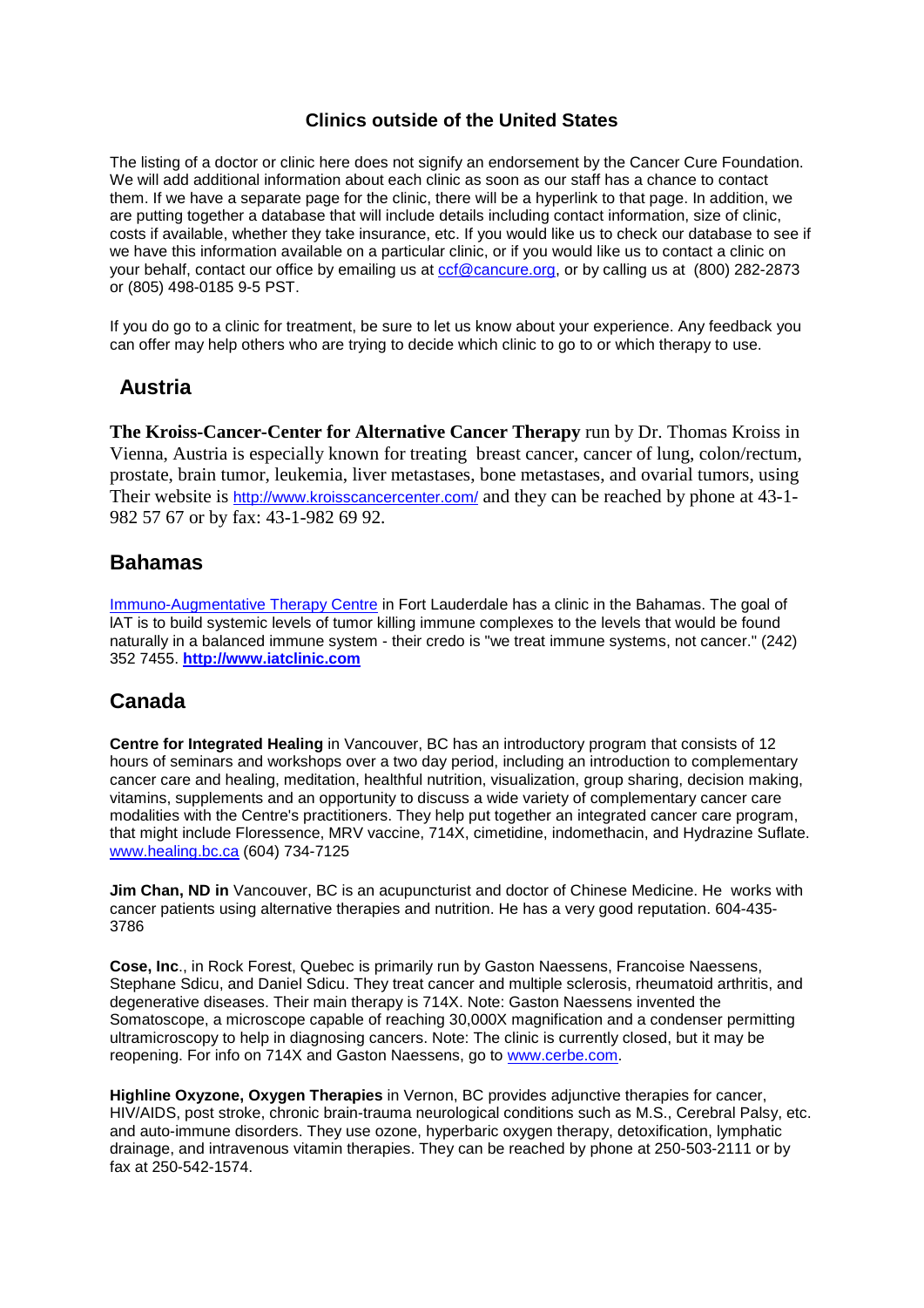## Clinics outside of the United States

The listing of a doctor or clinic here does not signify an endorsement by the Cancer Cure Foundation. We will add additional information about each clinic as soon as our staff has a chance to contact them. If we have a separate page for the clinic, there will be a hyperlink to that page. In addition, we are putting together a database that will include details including contact information, size of clinic, costs if available, whether they take insurance, etc. If you would like us to check our database to see if we have this information available on a particular clinic, or if you would like us to contact a clinic on your behalf, contact our office by emailing us at ccf@cancure.org, or by calling us at (800) 282-2873 or (805) 498-0185 9-5 PST.

If you do go to a clinic for treatment, be sure to let us know about your experience. Any feedback you can offer may help others who are trying to decide which clinic to go to or which therapy to use.

### Austria

**The Kroiss-Cancer-Center for Alternative Cancer Therapy** run by Dr. Thomas Kroiss in Vienna, Austria is especially known for treating breast cancer, cancer of lung, colon/rectum, prostate, brain tumor, leukemia, liver metastases, bone metastases, and ovarial tumors, using Their website is http://www.kroisscancercenter.com/ and they can be reached by phone at 43-1-982 57 67 or by fax: 43-1-982 69 92.

### Bahamas

Immuno-Augmentative Therapy Centre in Fort Lauderdale has a clinic in the Bahamas. The goal of IAT is to build systemic levels of tumor killing immune complexes to the levels that would be found naturally in a balanced immune system - their credo is "we treat immune systems, not cancer." (242) 352 7455. **http://www.iatclinic.com**

### Canada

**Centre for Integrated Healing** in Vancouver, BC has an introductory program that consists of 12 hours of seminars and workshops over a two day period, including an introduction to complementary cancer care and healing, meditation, healthful nutrition, visualization, group sharing, decision making, vitamins, supplements and an opportunity to discuss a wide variety of complementary cancer care modalities with the Centre's practitioners. They help put together an integrated cancer care program, that might include Floressence, MRV vaccine, 714X, cimetidine, indomethacin, and Hydrazine Suflate. www.healing.bc.ca (604) 734-7125

**Jim Chan, ND in** Vancouver, BC is an acupuncturist and doctor of Chinese Medicine. He works with cancer patients using alternative therapies and nutrition. He has a very good reputation. 604-435-3786

**Cose, Inc**., in Rock Forest, Quebec is primarily run by Gaston Naessens, Francoise Naessens, Stephane Sdicu, and Daniel Sdicu. They treat cancer and multiple sclerosis, rheumatoid arthritis, and degenerative diseases. Their main therapy is 714X. Note: Gaston Naessens invented the Somatoscope, a microscope capable of reaching 30,000X magnification and a condenser permitting ultramicroscopy to help in diagnosing cancers. Note: The clinic is currently closed, but it may be reopening. For info on 714X and Gaston Naessens, go to www.cerbe.com.

**Highline Oxyzone, Oxygen Therapies** in Vernon, BC provides adjunctive therapies for cancer, HIV/AIDS, post stroke, chronic brain-trauma neurological conditions such as M.S., Cerebral Palsy, etc. and auto-immune disorders. They use ozone, hyperbaric oxygen therapy, detoxification, lymphatic drainage, and intravenous vitamin therapies. They can be reached by phone at 250-503-2111 or by fax at 250-542-1574.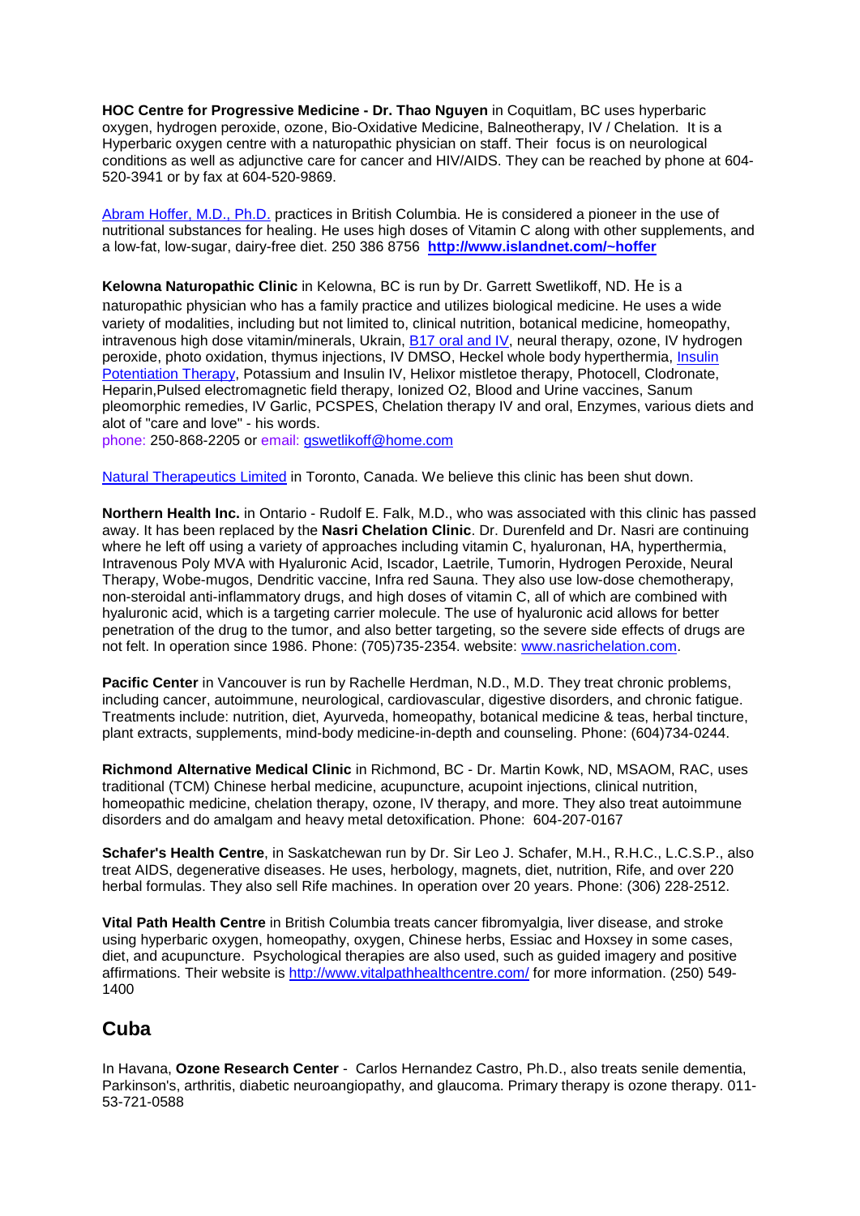**HOC Centre for Progressive Medicine - Dr. Thao Nguyen** in Coquitlam, BC uses hyperbaric oxygen, hydrogen peroxide, ozone, Bio-Oxidative Medicine, Balneotherapy, IV / Chelation. It is a Hyperbaric oxygen centre with a naturopathic physician on staff. Their focus is on neurological conditions as well as adjunctive care for cancer and HIV/AIDS. They can be reached by phone at 604-520-3941 or by fax at 604-520-9869.

Abram Hoffer, M.D., Ph.D. practices in British Columbia. He is considered a pioneer in the use of nutritional substances for healing. He uses high doses of Vitamin C along with other supplements, and a low-fat, low-sugar, dairy-free diet. 250 386 8756 **http://www.islandnet.com/~hoffer**

**Kelowna Naturopathic Clinic** in Kelowna, BC is run by Dr. Garrett Swetlikoff, ND. He is a naturopathic physician who has a family practice and utilizes biological medicine. He uses a wide variety of modalities, including but not limited to, clinical nutrition, botanical medicine, homeopathy, intravenous high dose vitamin/minerals, Ukrain, B17 oral and IV, neural therapy, ozone, IV hydrogen peroxide, photo oxidation, thymus injections, IV DMSO, Heckel whole body hyperthermia, Insulin Potentiation Therapy, Potassium and Insulin IV, Helixor mistletoe therapy, Photocell, Clodronate, Heparin,Pulsed electromagnetic field therapy, Ionized O2, Blood and Urine vaccines, Sanum pleomorphic remedies, IV Garlic, PCSPES, Chelation therapy IV and oral, Enzymes, various diets and alot of "care and love" - his words.
phone: 250-868-2205 or email: gswetlikoff@home.com

Natural Therapeutics Limited in Toronto, Canada. We believe this clinic has been shut down.

**Northern Health Inc.** in Ontario - Rudolf E. Falk, M.D., who was associated with this clinic has passed away. It has been replaced by the **Nasri Chelation Clinic**. Dr. Durenfeld and Dr. Nasri are continuing where he left off using a variety of approaches including vitamin C, hyaluronan, HA, hyperthermia, Intravenous Poly MVA with Hyaluronic Acid, Iscador, Laetrile, Tumorin, Hydrogen Peroxide, Neural Therapy, Wobe-mugos, Dendritic vaccine, Infra red Sauna. They also use low-dose chemotherapy, non-steroidal anti-inflammatory drugs, and high doses of vitamin C, all of which are combined with hyaluronic acid, which is a targeting carrier molecule. The use of hyaluronic acid allows for better penetration of the drug to the tumor, and also better targeting, so the severe side effects of drugs are not felt. In operation since 1986. Phone: (705)735-2354. website: www.nasrichelation.com.

**Pacific Center** in Vancouver is run by Rachelle Herdman, N.D., M.D. They treat chronic problems, including cancer, autoimmune, neurological, cardiovascular, digestive disorders, and chronic fatigue. Treatments include: nutrition, diet, Ayurveda, homeopathy, botanical medicine & teas, herbal tincture, plant extracts, supplements, mind-body medicine-in-depth and counseling. Phone: (604)734-0244.

**Richmond Alternative Medical Clinic** in Richmond, BC - Dr. Martin Kowk, ND, MSAOM, RAC, uses traditional (TCM) Chinese herbal medicine, acupuncture, acupoint injections, clinical nutrition, homeopathic medicine, chelation therapy, ozone, IV therapy, and more. They also treat autoimmune disorders and do amalgam and heavy metal detoxification. Phone: 604-207-0167

**Schafer's Health Centre**, in Saskatchewan run by Dr. Sir Leo J. Schafer, M.H., R.H.C., L.C.S.P., also treat AIDS, degenerative diseases. He uses, herbology, magnets, diet, nutrition, Rife, and over 220 herbal formulas. They also sell Rife machines. In operation over 20 years. Phone: (306) 228-2512.

**Vital Path Health Centre** in British Columbia treats cancer fibromyalgia, liver disease, and stroke using hyperbaric oxygen, homeopathy, oxygen, Chinese herbs, Essiac and Hoxsey in some cases, diet, and acupuncture. Psychological therapies are also used, such as guided imagery and positive affirmations. Their website is http://www.vitalpathhealthcentre.com/ for more information. (250) 549-1400

## Cuba

In Havana, **Ozone Research Center** - Carlos Hernandez Castro, Ph.D., also treats senile dementia, Parkinson's, arthritis, diabetic neuroangiopathy, and glaucoma. Primary therapy is ozone therapy. 011-53-721-0588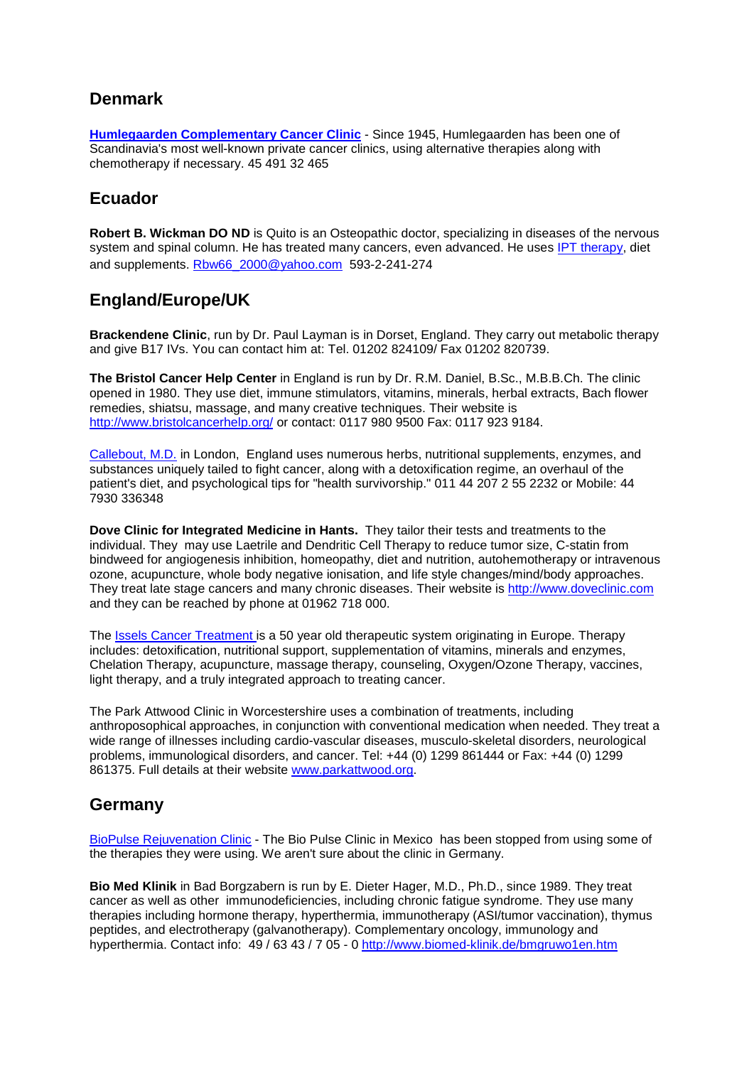## Denmark

**[Humlegaarden Complementary Cancer Clinic](#)** - Since 1945, Humlegaarden has been one of Scandinavia's most well-known private cancer clinics, using alternative therapies along with chemotherapy if necessary. 45 491 32 465

## Ecuador

**Robert B. Wickman DO ND** is Quito is an Osteopathic doctor, specializing in diseases of the nervous system and spinal column. He has treated many cancers, even advanced. He uses [IPT therapy](#), diet and supplements. [Rbw66_2000@yahoo.com](mailto:Rbw66_2000@yahoo.com) 593-2-241-274

## England/Europe/UK

**Brackendene Clinic**, run by Dr. Paul Layman is in Dorset, England. They carry out metabolic therapy and give B17 IVs. You can contact him at: Tel. 01202 824109/ Fax 01202 820739.

**The Bristol Cancer Help Center** in England is run by Dr. R.M. Daniel, B.Sc., M.B.B.Ch. The clinic opened in 1980. They use diet, immune stimulators, vitamins, minerals, herbal extracts, Bach flower remedies, shiatsu, massage, and many creative techniques. Their website is [http://www.bristolcancerhelp.org/](http://www.bristolcancerhelp.org/) or contact: 0117 980 9500 Fax: 0117 923 9184.

[Callebout, M.D.](#) in London, England uses numerous herbs, nutritional supplements, enzymes, and substances uniquely tailed to fight cancer, along with a detoxification regime, an overhaul of the patient's diet, and psychological tips for "health survivorship." 011 44 207 2 55 2232 or Mobile: 44 7930 336348

**Dove Clinic for Integrated Medicine in Hants.** They tailor their tests and treatments to the individual. They may use Laetrile and Dendritic Cell Therapy to reduce tumor size, C-statin from bindweed for angiogenesis inhibition, homeopathy, diet and nutrition, autohemotherapy or intravenous ozone, acupuncture, whole body negative ionisation, and life style changes/mind/body approaches. They treat late stage cancers and many chronic diseases. Their website is [http://www.doveclinic.com](http://www.doveclinic.com) and they can be reached by phone at 01962 718 000.

The [Issels Cancer Treatment](#) is a 50 year old therapeutic system originating in Europe. Therapy includes: detoxification, nutritional support, supplementation of vitamins, minerals and enzymes, Chelation Therapy, acupuncture, massage therapy, counseling, Oxygen/Ozone Therapy, vaccines, light therapy, and a truly integrated approach to treating cancer.

The Park Attwood Clinic in Worcestershire uses a combination of treatments, including anthroposophical approaches, in conjunction with conventional medication when needed. They treat a wide range of illnesses including cardio-vascular diseases, musculo-skeletal disorders, neurological problems, immunological disorders, and cancer. Tel: +44 (0) 1299 861444 or Fax: +44 (0) 1299 861375. Full details at their website [www.parkattwood.org](http://www.parkattwood.org).

## Germany

[BioPulse Rejuvenation Clinic](#) - The Bio Pulse Clinic in Mexico has been stopped from using some of the therapies they were using. We aren't sure about the clinic in Germany.

**Bio Med Klinik** in Bad Borgzabern is run by E. Dieter Hager, M.D., Ph.D., since 1989. They treat cancer as well as other immunodeficiencies, including chronic fatigue syndrome. They use many therapies including hormone therapy, hyperthermia, immunotherapy (ASI/tumor vaccination), thymus peptides, and electrotherapy (galvanotherapy). Complementary oncology, immunology and hyperthermia. Contact info: 49 / 63 43 / 7 05 - 0 [http://www.biomed-klinik.de/bmgruwo1en.htm](http://www.biomed-klinik.de/bmgruwo1en.htm)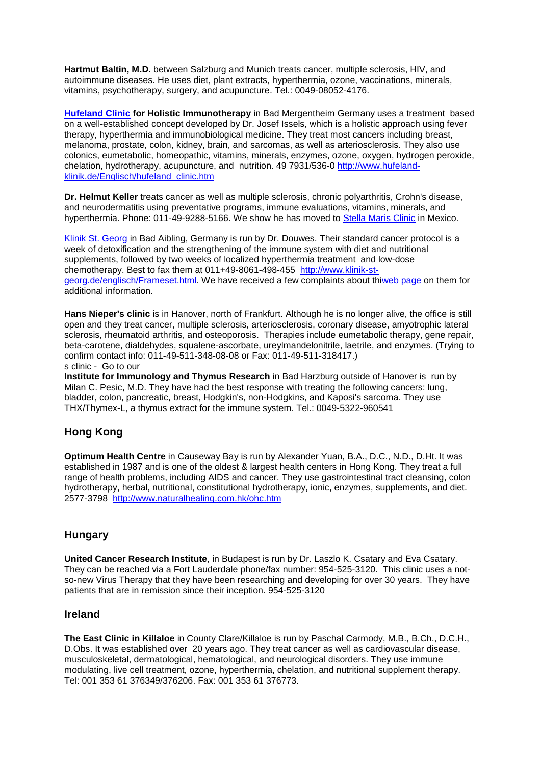**Hartmut Baltin, M.D.** between Salzburg and Munich treats cancer, multiple sclerosis, HIV, and autoimmune diseases. He uses diet, plant extracts, hyperthermia, ozone, vaccinations, minerals, vitamins, psychotherapy, surgery, and acupuncture. Tel.: 0049-08052-4176.

**Hufeland Clinic for Holistic Immunotherapy** in Bad Mergentheim Germany uses a treatment based on a well-established concept developed by Dr. Josef Issels, which is a holistic approach using fever therapy, hyperthermia and immunobiological medicine. They treat most cancers including breast, melanoma, prostate, colon, kidney, brain, and sarcomas, as well as arteriosclerosis. They also use colonics, eumetabolic, homeopathic, vitamins, minerals, enzymes, ozone, oxygen, hydrogen peroxide, chelation, hydrotherapy, acupuncture, and nutrition. 49 7931/536-0 http://www.hufeland-klinik.de/Englisch/hufeland_clinic.htm

**Dr. Helmut Keller** treats cancer as well as multiple sclerosis, chronic polyarthritis, Crohn's disease, and neurodermatitis using preventative programs, immune evaluations, vitamins, minerals, and hyperthermia. Phone: 011-49-9288-5166. We show he has moved to Stella Maris Clinic in Mexico.

Klinik St. Georg in Bad Aibling, Germany is run by Dr. Douwes. Their standard cancer protocol is a week of detoxification and the strengthening of the immune system with diet and nutritional supplements, followed by two weeks of localized hyperthermia treatment and low-dose chemotherapy. Best to fax them at 011+49-8061-498-455 http://www.klinik-st-georg.de/englisch/Frameset.html. We have received a few complaints about thiweb page on them for additional information.

**Hans Nieper's clinic** is in Hanover, north of Frankfurt. Although he is no longer alive, the office is still open and they treat cancer, multiple sclerosis, arteriosclerosis, coronary disease, amyotrophic lateral sclerosis, rheumatoid arthritis, and osteoporosis. Therapies include eumetabolic therapy, gene repair, beta-carotene, dialdehydes, squalene-ascorbate, ureylmandelonitrile, laetrile, and enzymes. (Trying to confirm contact info: 011-49-511-348-08-08 or Fax: 011-49-511-318417.)
s clinic - Go to our

**Institute for Immunology and Thymus Research** in Bad Harzburg outside of Hanover is run by Milan C. Pesic, M.D. They have had the best response with treating the following cancers: lung, bladder, colon, pancreatic, breast, Hodgkin's, non-Hodgkins, and Kaposi's sarcoma. They use THX/Thymex-L, a thymus extract for the immune system. Tel.: 0049-5322-960541

## Hong Kong

**Optimum Health Centre** in Causeway Bay is run by Alexander Yuan, B.A., D.C., N.D., D.Ht. It was established in 1987 and is one of the oldest & largest health centers in Hong Kong. They treat a full range of health problems, including AIDS and cancer. They use gastrointestinal tract cleansing, colon hydrotherapy, herbal, nutritional, constitutional hydrotherapy, ionic, enzymes, supplements, and diet. 2577-3798 http://www.naturalhealing.com.hk/ohc.htm

## Hungary

**United Cancer Research Institute**, in Budapest is run by Dr. Laszlo K. Csatary and Eva Csatary. They can be reached via a Fort Lauderdale phone/fax number: 954-525-3120. This clinic uses a not-so-new Virus Therapy that they have been researching and developing for over 30 years. They have patients that are in remission since their inception. 954-525-3120

## Ireland

**The East Clinic in Killaloe** in County Clare/Killaloe is run by Paschal Carmody, M.B., B.Ch., D.C.H., D.Obs. It was established over 20 years ago. They treat cancer as well as cardiovascular disease, musculoskeletal, dermatological, hematological, and neurological disorders. They use immune modulating, live cell treatment, ozone, hyperthermia, chelation, and nutritional supplement therapy. Tel: 001 353 61 376349/376206. Fax: 001 353 61 376773.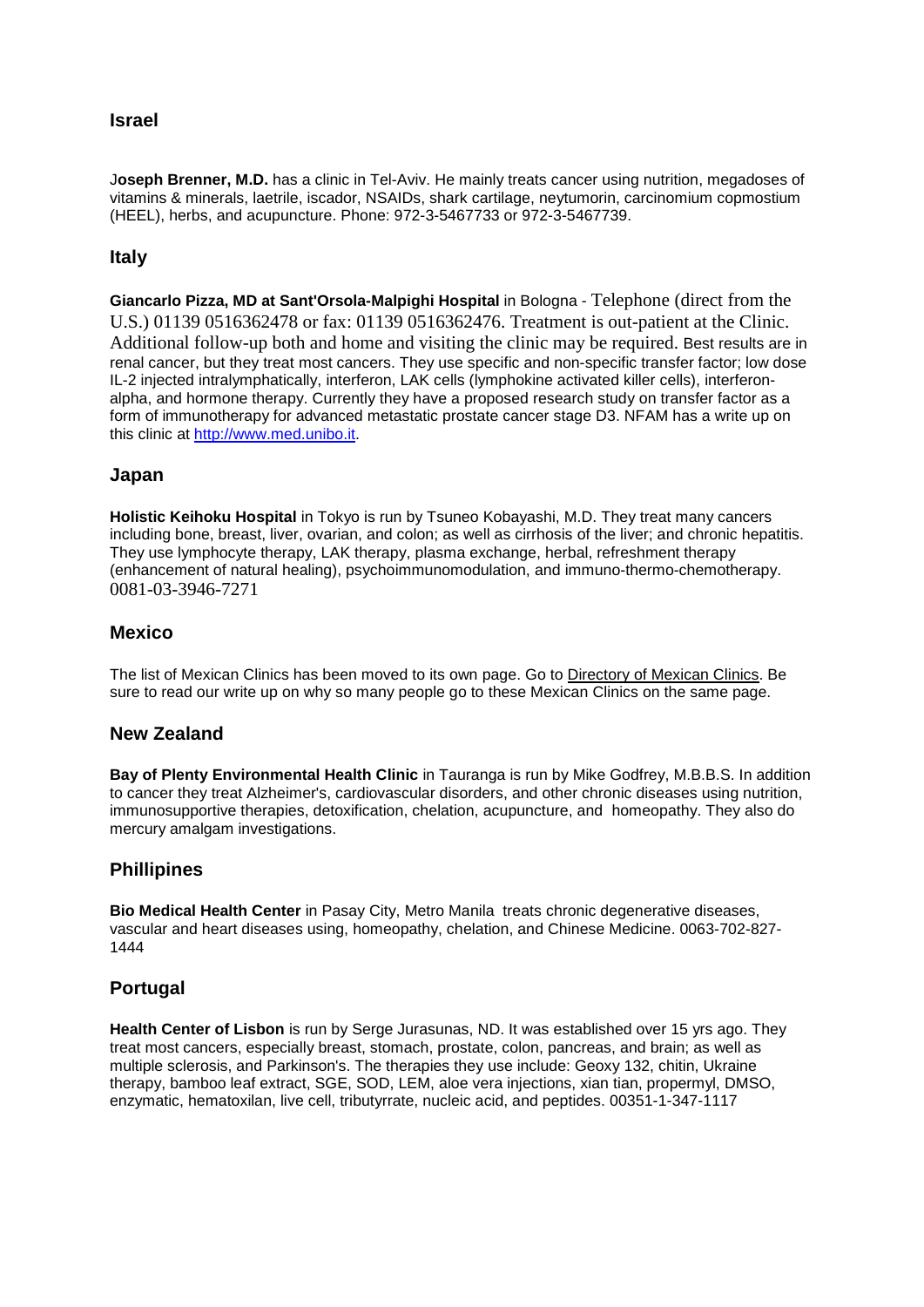## Israel

J**oseph Brenner, M.D.** has a clinic in Tel-Aviv. He mainly treats cancer using nutrition, megadoses of vitamins & minerals, laetrile, iscador, NSAIDs, shark cartilage, neytumorin, carcinomium copmostium (HEEL), herbs, and acupuncture. Phone: 972-3-5467733 or 972-3-5467739.

## Italy

**Giancarlo Pizza, MD at Sant'Orsola-Malpighi Hospital** in Bologna - Telephone (direct from the U.S.) 01139 0516362478 or fax: 01139 0516362476. Treatment is out-patient at the Clinic. Additional follow-up both and home and visiting the clinic may be required. Best results are in renal cancer, but they treat most cancers. They use specific and non-specific transfer factor; low dose IL-2 injected intralymphatically, interferon, LAK cells (lymphokine activated killer cells), interferon-alpha, and hormone therapy. Currently they have a proposed research study on transfer factor as a form of immunotherapy for advanced metastatic prostate cancer stage D3. NFAM has a write up on this clinic at [http://www.med.unibo.it](http://www.med.unibo.it).

## Japan

**Holistic Keihoku Hospital** in Tokyo is run by Tsuneo Kobayashi, M.D. They treat many cancers including bone, breast, liver, ovarian, and colon; as well as cirrhosis of the liver; and chronic hepatitis. They use lymphocyte therapy, LAK therapy, plasma exchange, herbal, refreshment therapy (enhancement of natural healing), psychoimmunomodulation, and immuno-thermo-chemotherapy. 0081-03-3946-7271

## Mexico

The list of Mexican Clinics has been moved to its own page. Go to Directory of Mexican Clinics. Be sure to read our write up on why so many people go to these Mexican Clinics on the same page.

## New Zealand

**Bay of Plenty Environmental Health Clinic** in Tauranga is run by Mike Godfrey, M.B.B.S. In addition to cancer they treat Alzheimer's, cardiovascular disorders, and other chronic diseases using nutrition, immunosupportive therapies, detoxification, chelation, acupuncture, and homeopathy. They also do mercury amalgam investigations.

## Phillipines

**Bio Medical Health Center** in Pasay City, Metro Manila treats chronic degenerative diseases, vascular and heart diseases using, homeopathy, chelation, and Chinese Medicine. 0063-702-827-1444

## Portugal

**Health Center of Lisbon** is run by Serge Jurasunas, ND. It was established over 15 yrs ago. They treat most cancers, especially breast, stomach, prostate, colon, pancreas, and brain; as well as multiple sclerosis, and Parkinson's. The therapies they use include: Geoxy 132, chitin, Ukraine therapy, bamboo leaf extract, SGE, SOD, LEM, aloe vera injections, xian tian, propermyl, DMSO, enzymatic, hematoxilan, live cell, tributyrrate, nucleic acid, and peptides. 00351-1-347-1117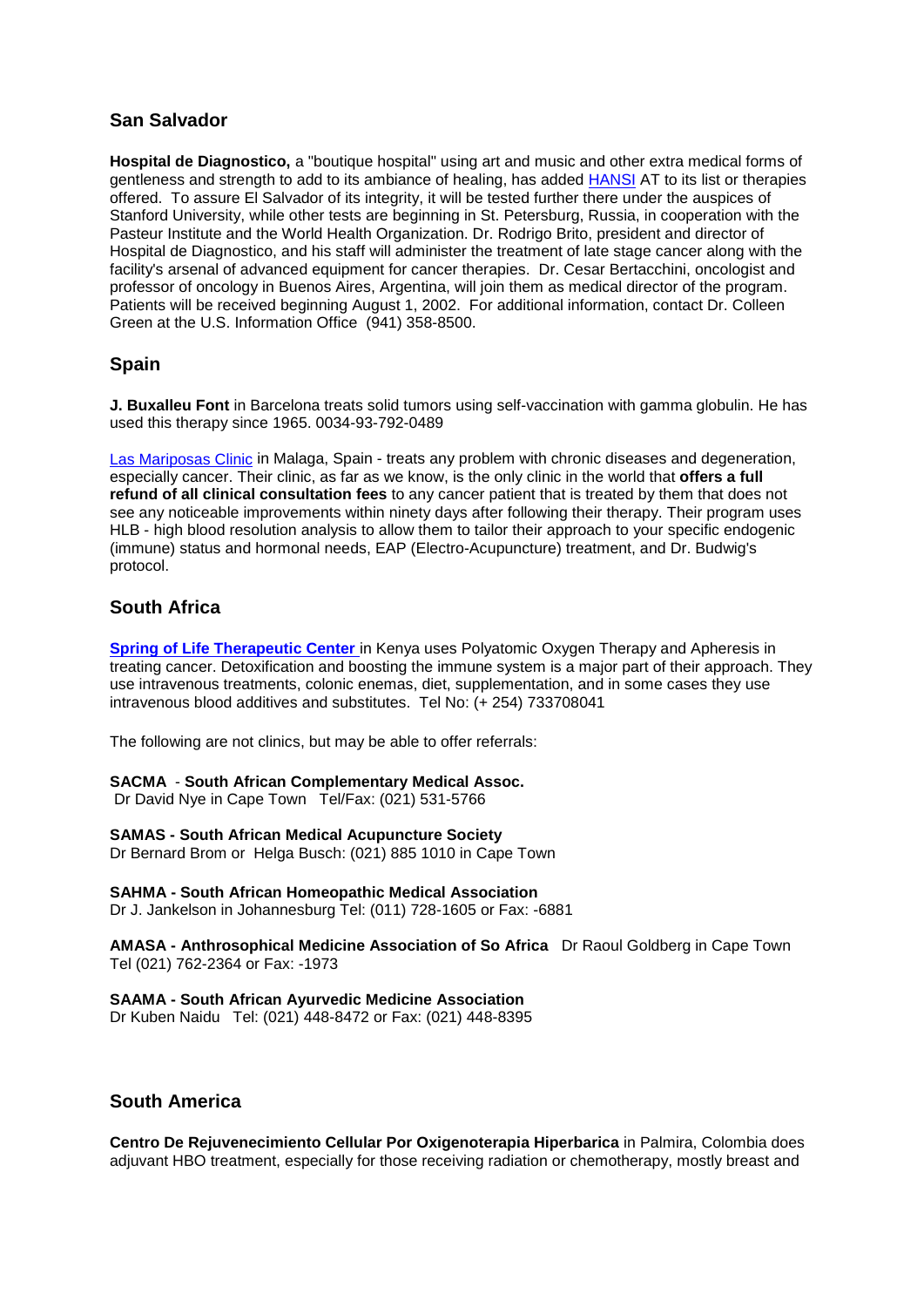## San Salvador

**Hospital de Diagnostico,** a "boutique hospital" using art and music and other extra medical forms of gentleness and strength to add to its ambiance of healing, has added HANSI AT to its list or therapies offered. To assure El Salvador of its integrity, it will be tested further there under the auspices of Stanford University, while other tests are beginning in St. Petersburg, Russia, in cooperation with the Pasteur Institute and the World Health Organization. Dr. Rodrigo Brito, president and director of Hospital de Diagnostico, and his staff will administer the treatment of late stage cancer along with the facility's arsenal of advanced equipment for cancer therapies. Dr. Cesar Bertacchini, oncologist and professor of oncology in Buenos Aires, Argentina, will join them as medical director of the program. Patients will be received beginning August 1, 2002. For additional information, contact Dr. Colleen Green at the U.S. Information Office (941) 358-8500.

## Spain

**J. Buxalleu Font** in Barcelona treats solid tumors using self-vaccination with gamma globulin. He has used this therapy since 1965. 0034-93-792-0489

Las Mariposas Clinic in Malaga, Spain - treats any problem with chronic diseases and degeneration, especially cancer. Their clinic, as far as we know, is the only clinic in the world that **offers a full refund of all clinical consultation fees** to any cancer patient that is treated by them that does not see any noticeable improvements within ninety days after following their therapy. Their program uses HLB - high blood resolution analysis to allow them to tailor their approach to your specific endogenic (immune) status and hormonal needs, EAP (Electro-Acupuncture) treatment, and Dr. Budwig's protocol.

## South Africa

**Spring of Life Therapeutic Center** in Kenya uses Polyatomic Oxygen Therapy and Apheresis in treating cancer. Detoxification and boosting the immune system is a major part of their approach. They use intravenous treatments, colonic enemas, diet, supplementation, and in some cases they use intravenous blood additives and substitutes. Tel No: (+ 254) 733708041

The following are not clinics, but may be able to offer referrals:

**SACMA** - **South African Complementary Medical Assoc.**
Dr David Nye in Cape Town Tel/Fax: (021) 531-5766

**SAMAS - South African Medical Acupuncture Society**
Dr Bernard Brom or Helga Busch: (021) 885 1010 in Cape Town

**SAHMA - South African Homeopathic Medical Association**
Dr J. Jankelson in Johannesburg Tel: (011) 728-1605 or Fax: -6881

**AMASA - Anthrosophical Medicine Association of So Africa** Dr Raoul Goldberg in Cape Town Tel (021) 762-2364 or Fax: -1973

**SAAMA - South African Ayurvedic Medicine Association**
Dr Kuben Naidu Tel: (021) 448-8472 or Fax: (021) 448-8395

## South America

**Centro De Rejuvenecimiento Cellular Por Oxigenoterapia Hiperbarica** in Palmira, Colombia does adjuvant HBO treatment, especially for those receiving radiation or chemotherapy, mostly breast and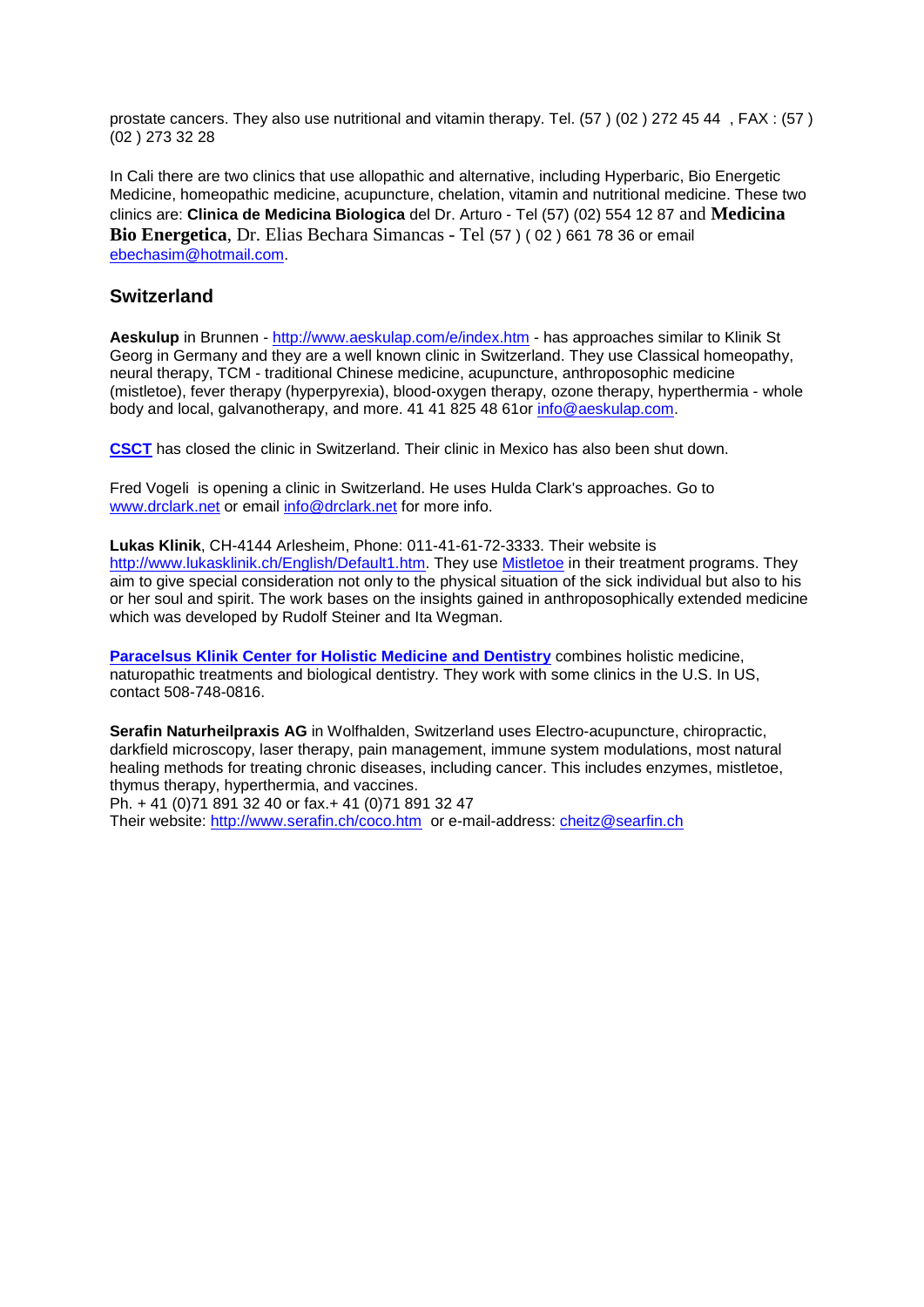prostate cancers. They also use nutritional and vitamin therapy. Tel. (57 ) (02 ) 272 45 44 , FAX : (57 ) (02 ) 273 32 28

In Cali there are two clinics that use allopathic and alternative, including Hyperbaric, Bio Energetic Medicine, homeopathic medicine, acupuncture, chelation, vitamin and nutritional medicine. These two clinics are: **Clinica de Medicina Biologica** del Dr. Arturo - Tel (57) (02) 554 12 87 and **Medicina Bio Energetica**, Dr. Elias Bechara Simancas - Tel (57 ) ( 02 ) 661 78 36 or email ebechasim@hotmail.com.

## Switzerland

**Aeskulup** in Brunnen - http://www.aeskulap.com/e/index.htm - has approaches similar to Klinik St Georg in Germany and they are a well known clinic in Switzerland. They use Classical homeopathy, neural therapy, TCM - traditional Chinese medicine, acupuncture, anthroposophic medicine (mistletoe), fever therapy (hyperpyrexia), blood-oxygen therapy, ozone therapy, hyperthermia - whole body and local, galvanotherapy, and more. 41 41 825 48 61or info@aeskulap.com.

**CSCT** has closed the clinic in Switzerland. Their clinic in Mexico has also been shut down.

Fred Vogeli is opening a clinic in Switzerland. He uses Hulda Clark's approaches. Go to www.drclark.net or email info@drclark.net for more info.

**Lukas Klinik**, CH-4144 Arlesheim, Phone: 011-41-61-72-3333. Their website is http://www.lukasklinik.ch/English/Default1.htm. They use Mistletoe in their treatment programs. They aim to give special consideration not only to the physical situation of the sick individual but also to his or her soul and spirit. The work bases on the insights gained in anthroposophically extended medicine which was developed by Rudolf Steiner and Ita Wegman.

**Paracelsus Klinik Center for Holistic Medicine and Dentistry** combines holistic medicine, naturopathic treatments and biological dentistry. They work with some clinics in the U.S. In US, contact 508-748-0816.

**Serafin Naturheilpraxis AG** in Wolfhalden, Switzerland uses Electro-acupuncture, chiropractic, darkfield microscopy, laser therapy, pain management, immune system modulations, most natural healing methods for treating chronic diseases, including cancer. This includes enzymes, mistletoe, thymus therapy, hyperthermia, and vaccines.
Ph. + 41 (0)71 891 32 40 or fax.+ 41 (0)71 891 32 47
Their website: http://www.serafin.ch/coco.htm or e-mail-address: cheitz@searfin.ch